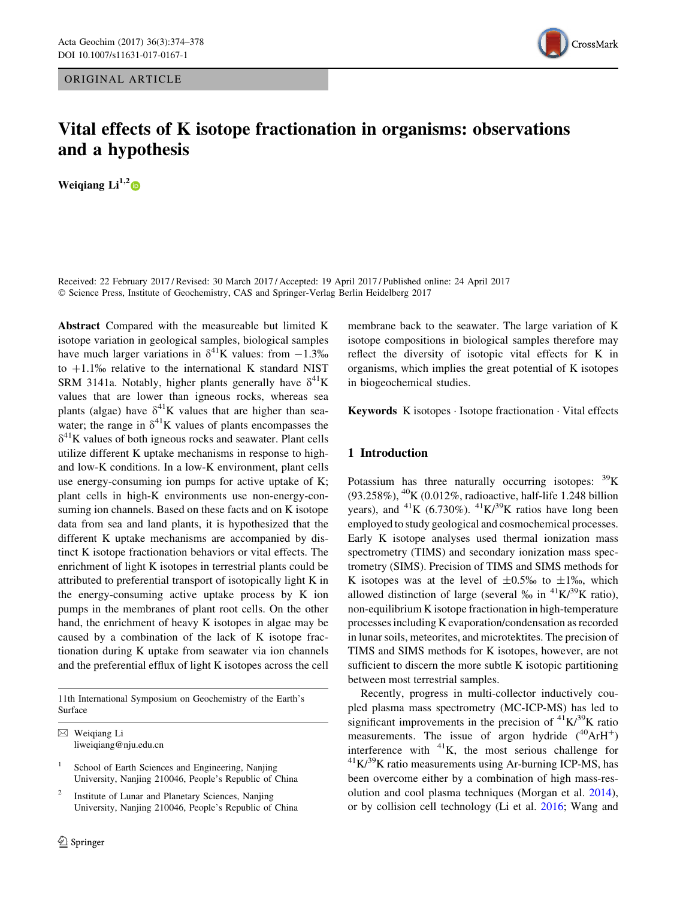ORIGINAL ARTICLE

# Vital effects of K isotope fractionation in organisms: observations and a hypothesis

**Weiqiang Li**[1,2]

Received: 22 February 2017 / Revised: 30 March 2017 / Accepted: 19 April 2017 / Published online: 24 April 2017
© Science Press, Institute of Geochemistry, CAS and Springer-Verlag Berlin Heidelberg 2017

**Abstract** Compared with the measureable but limited K isotope variation in geological samples, biological samples have much larger variations in $\delta^{41}$K values: from −1.3‰ to +1.1‰ relative to the international K standard NIST SRM 3141a. Notably, higher plants generally have $\delta^{41}$K values that are lower than igneous rocks, whereas sea plants (algae) have $\delta^{41}$K values that are higher than seawater; the range in $\delta^{41}$K values of plants encompasses the $\delta^{41}$K values of both igneous rocks and seawater. Plant cells utilize different K uptake mechanisms in response to high- and low-K conditions. In a low-K environment, plant cells use energy-consuming ion pumps for active uptake of K; plant cells in high-K environments use non-energy-consuming ion channels. Based on these facts and on K isotope data from sea and land plants, it is hypothesized that the different K uptake mechanisms are accompanied by distinct K isotope fractionation behaviors or vital effects. The enrichment of light K isotopes in terrestrial plants could be attributed to preferential transport of isotopically light K in the energy-consuming active uptake process by K ion pumps in the membranes of plant root cells. On the other hand, the enrichment of heavy K isotopes in algae may be caused by a combination of the lack of K isotope fractionation during K uptake from seawater via ion channels and the preferential efflux of light K isotopes across the cell membrane back to the seawater. The large variation of K isotope compositions in biological samples therefore may reflect the diversity of isotopic vital effects for K in organisms, which implies the great potential of K isotopes in biogeochemical studies.

**Keywords** K isotopes · Isotope fractionation · Vital effects

11th International Symposium on Geochemistry of the Earth's Surface

✉ Weiqiang Li
liweiqiang@nju.edu.cn

[1] School of Earth Sciences and Engineering, Nanjing University, Nanjing 210046, People's Republic of China

[2] Institute of Lunar and Planetary Sciences, Nanjing University, Nanjing 210046, People's Republic of China

## 1 Introduction

Potassium has three naturally occurring isotopes: $^{39}$K (93.258%), $^{40}$K (0.012%, radioactive, half-life 1.248 billion years), and $^{41}$K (6.730%). $^{41}$K/$^{39}$K ratios have long been employed to study geological and cosmochemical processes. Early K isotope analyses used thermal ionization mass spectrometry (TIMS) and secondary ionization mass spectrometry (SIMS). Precision of TIMS and SIMS methods for K isotopes was at the level of ±0.5‰ to ±1‰, which allowed distinction of large (several ‰ in $^{41}$K/$^{39}$K ratio), non-equilibrium K isotope fractionation in high-temperature processes including K evaporation/condensation as recorded in lunar soils, meteorites, and microtektites. The precision of TIMS and SIMS methods for K isotopes, however, are not sufficient to discern the more subtle K isotopic partitioning between most terrestrial samples.

Recently, progress in multi-collector inductively coupled plasma mass spectrometry (MC-ICP-MS) has led to significant improvements in the precision of $^{41}$K/$^{39}$K ratio measurements. The issue of argon hydride ($^{40}ArH^{+}$) interference with $^{41}$K, the most serious challenge for $^{41}$K/$^{39}$K ratio measurements using Ar-burning ICP-MS, has been overcome either by a combination of high mass-resolution and cool plasma techniques (Morgan et al. 2014), or by collision cell technology (Li et al. 2016; Wang and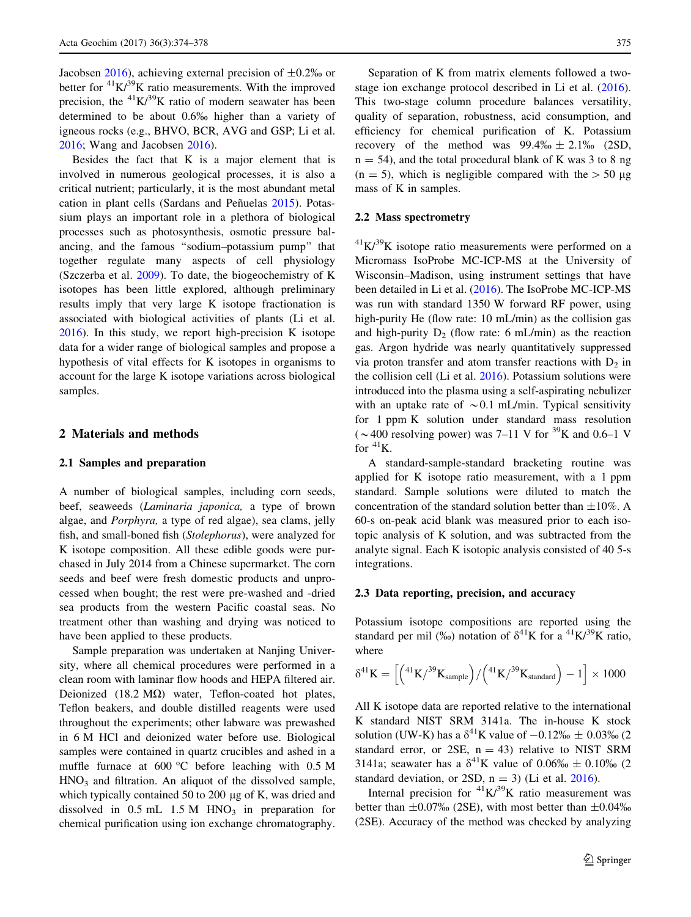Jacobsen 2016), achieving external precision of ±0.2‰ or better for $^{41}K/^{39}K$ ratio measurements. With the improved precision, the $^{41}K/^{39}K$ ratio of modern seawater has been determined to be about 0.6‰ higher than a variety of igneous rocks (e.g., BHVO, BCR, AVG and GSP; Li et al. 2016; Wang and Jacobsen 2016).

Besides the fact that K is a major element that is involved in numerous geological processes, it is also a critical nutrient; particularly, it is the most abundant metal cation in plant cells (Sardans and Peñuelas 2015). Potassium plays an important role in a plethora of biological processes such as photosynthesis, osmotic pressure balancing, and the famous "sodium–potassium pump" that together regulate many aspects of cell physiology (Szczerba et al. 2009). To date, the biogeochemistry of K isotopes has been little explored, although preliminary results imply that very large K isotope fractionation is associated with biological activities of plants (Li et al. 2016). In this study, we report high-precision K isotope data for a wider range of biological samples and propose a hypothesis of vital effects for K isotopes in organisms to account for the large K isotope variations across biological samples.

## 2 Materials and methods

### 2.1 Samples and preparation

A number of biological samples, including corn seeds, beef, seaweeds (*Laminaria japonica,* a type of brown algae, and *Porphyra,* a type of red algae), sea clams, jelly fish, and small-boned fish (*Stolephorus*), were analyzed for K isotope composition. All these edible goods were purchased in July 2014 from a Chinese supermarket. The corn seeds and beef were fresh domestic products and unprocessed when bought; the rest were pre-washed and -dried sea products from the western Pacific coastal seas. No treatment other than washing and drying was noticed to have been applied to these products.

Sample preparation was undertaken at Nanjing University, where all chemical procedures were performed in a clean room with laminar flow hoods and HEPA filtered air. Deionized (18.2 MΩ) water, Teflon-coated hot plates, Teflon beakers, and double distilled reagents were used throughout the experiments; other labware was prewashed in 6 M HCl and deionized water before use. Biological samples were contained in quartz crucibles and ashed in a muffle furnace at 600 °C before leaching with 0.5 M $HNO_3$ and filtration. An aliquot of the dissolved sample, which typically contained 50 to 200 μg of K, was dried and dissolved in 0.5 mL 1.5 M $HNO_3$ in preparation for chemical purification using ion exchange chromatography.

Separation of K from matrix elements followed a two-stage ion exchange protocol described in Li et al. (2016). This two-stage column procedure balances versatility, quality of separation, robustness, acid consumption, and efficiency for chemical purification of K. Potassium recovery of the method was 99.4‰ ± 2.1‰ (2SD, n = 54), and the total procedural blank of K was 3 to 8 ng (n = 5), which is negligible compared with the > 50 μg mass of K in samples.

### 2.2 Mass spectrometry

$^{41}K/^{39}K$ isotope ratio measurements were performed on a Micromass IsoProbe MC-ICP-MS at the University of Wisconsin–Madison, using instrument settings that have been detailed in Li et al. (2016). The IsoProbe MC-ICP-MS was run with standard 1350 W forward RF power, using high-purity He (flow rate: 10 mL/min) as the collision gas and high-purity $D_2$ (flow rate: 6 mL/min) as the reaction gas. Argon hydride was nearly quantitatively suppressed via proton transfer and atom transfer reactions with $D_2$ in the collision cell (Li et al. 2016). Potassium solutions were introduced into the plasma using a self-aspirating nebulizer with an uptake rate of ~0.1 mL/min. Typical sensitivity for 1 ppm K solution under standard mass resolution (~400 resolving power) was 7–11 V for $^{39}K$ and 0.6–1 V for $^{41}K$.

A standard-sample-standard bracketing routine was applied for K isotope ratio measurement, with a 1 ppm standard. Sample solutions were diluted to match the concentration of the standard solution better than ±10%. A 60-s on-peak acid blank was measured prior to each isotopic analysis of K solution, and was subtracted from the analyte signal. Each K isotopic analysis consisted of 40 5-s integrations.

### 2.3 Data reporting, precision, and accuracy

Potassium isotope compositions are reported using the standard per mil (‰) notation of $\delta^{41}K$ for a $^{41}K/^{39}K$ ratio, where

$$\delta^{41}K = \left[\left({}^{41}K/{}^{39}K_{sample}\right)/\left({}^{41}K/{}^{39}K_{standard}\right) - 1\right] \times 1000$$

All K isotope data are reported relative to the international K standard NIST SRM 3141a. The in-house K stock solution (UW-K) has a $\delta^{41}K$ value of −0.12‰ ± 0.03‰ (2 standard error, or 2SE, n = 43) relative to NIST SRM 3141a; seawater has a $\delta^{41}K$ value of 0.06‰ ± 0.10‰ (2 standard deviation, or 2SD, n = 3) (Li et al. 2016).

Internal precision for $^{41}K/^{39}K$ ratio measurement was better than ±0.07‰ (2SE), with most better than ±0.04‰ (2SE). Accuracy of the method was checked by analyzing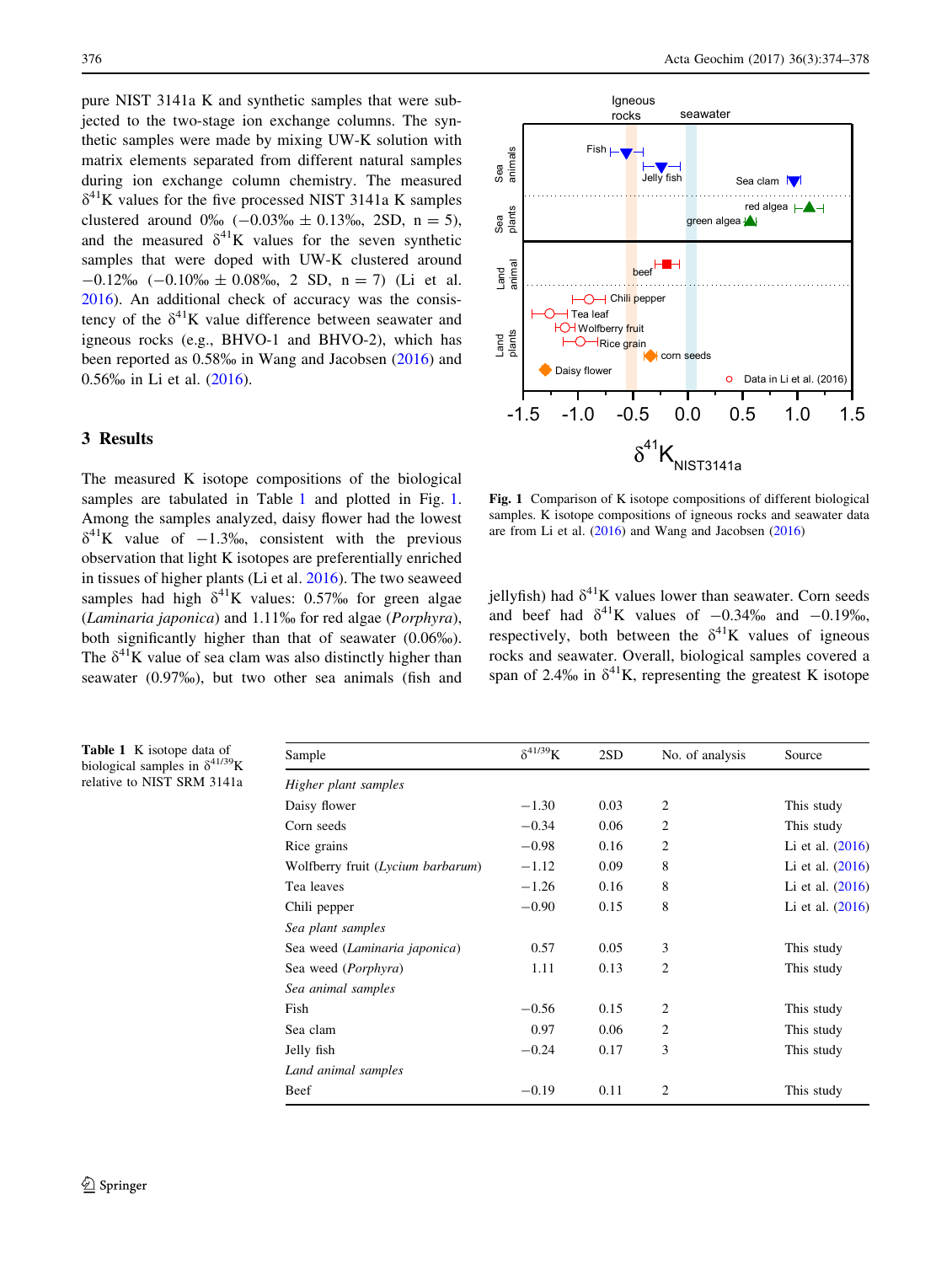pure NIST 3141a K and synthetic samples that were subjected to the two-stage ion exchange columns. The synthetic samples were made by mixing UW-K solution with matrix elements separated from different natural samples during ion exchange column chemistry. The measured $\delta^{41}$K values for the five processed NIST 3141a K samples clustered around 0‰ (−0.03‰ ± 0.13‰, 2SD, n = 5), and the measured $\delta^{41}$K values for the seven synthetic samples that were doped with UW-K clustered around −0.12‰ (−0.10‰ ± 0.08‰, 2 SD, n = 7) (Li et al. 2016). An additional check of accuracy was the consistency of the $\delta^{41}$K value difference between seawater and igneous rocks (e.g., BHVO-1 and BHVO-2), which has been reported as 0.58‰ in Wang and Jacobsen (2016) and 0.56‰ in Li et al. (2016).

## 3 Results

The measured K isotope compositions of the biological samples are tabulated in Table 1 and plotted in Fig. 1. Among the samples analyzed, daisy flower had the lowest $\delta^{41}$K value of −1.3‰, consistent with the previous observation that light K isotopes are preferentially enriched in tissues of higher plants (Li et al. 2016). The two seaweed samples had high $\delta^{41}$K values: 0.57‰ for green algae (*Laminaria japonica*) and 1.11‰ for red algae (*Porphyra*), both significantly higher than that of seawater (0.06‰). The $\delta^{41}$K value of sea clam was also distinctly higher than seawater (0.97‰), but two other sea animals (fish and jellyfish) had $\delta^{41}$K values lower than seawater. Corn seeds and beef had $\delta^{41}$K values of −0.34‰ and −0.19‰, respectively, both between the $\delta^{41}$K values of igneous rocks and seawater. Overall, biological samples covered a span of 2.4‰ in $\delta^{41}$K, representing the greatest K isotope

**Fig. 1** Comparison of K isotope compositions of different biological samples. K isotope compositions of igneous rocks and seawater data are from Li et al. (2016) and Wang and Jacobsen (2016)

**Table 1** K isotope data of biological samples in $\delta^{41/39}$K relative to NIST SRM 3141a

| Sample | $\delta^{41/39}$K | 2SD | No. of analysis | Source |
|---|---|---|---|---|
| *Higher plant samples* | | | | |
| Daisy flower | −1.30 | 0.03 | 2 | This study |
| Corn seeds | −0.34 | 0.06 | 2 | This study |
| Rice grains | −0.98 | 0.16 | 2 | Li et al. (2016) |
| Wolfberry fruit (*Lycium barbarum*) | −1.12 | 0.09 | 8 | Li et al. (2016) |
| Tea leaves | −1.26 | 0.16 | 8 | Li et al. (2016) |
| Chili pepper | −0.90 | 0.15 | 8 | Li et al. (2016) |
| *Sea plant samples* | | | | |
| Sea weed (*Laminaria japonica*) | 0.57 | 0.05 | 3 | This study |
| Sea weed (*Porphyra*) | 1.11 | 0.13 | 2 | This study |
| *Sea animal samples* | | | | |
| Fish | −0.56 | 0.15 | 2 | This study |
| Sea clam | 0.97 | 0.06 | 2 | This study |
| Jelly fish | −0.24 | 0.17 | 3 | This study |
| *Land animal samples* | | | | |
| Beef | −0.19 | 0.11 | 2 | This study |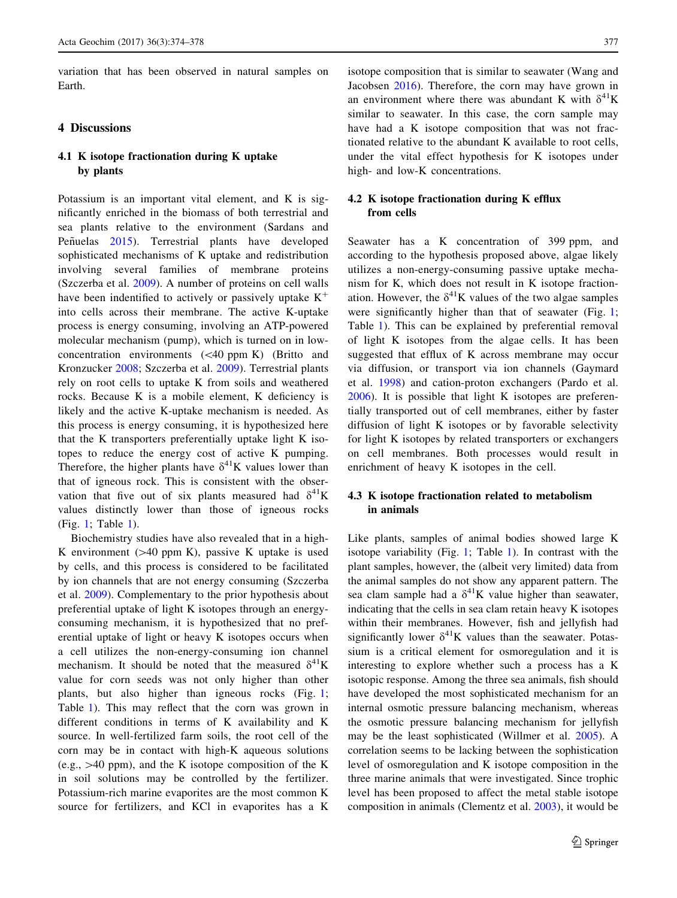variation that has been observed in natural samples on Earth.

## 4 Discussions

### 4.1 K isotope fractionation during K uptake by plants

Potassium is an important vital element, and K is significantly enriched in the biomass of both terrestrial and sea plants relative to the environment (Sardans and Peñuelas 2015). Terrestrial plants have developed sophisticated mechanisms of K uptake and redistribution involving several families of membrane proteins (Szczerba et al. 2009). A number of proteins on cell walls have been indentified to actively or passively uptake $K^+$ into cells across their membrane. The active K-uptake process is energy consuming, involving an ATP-powered molecular mechanism (pump), which is turned on in low-concentration environments (<40 ppm K) (Britto and Kronzucker 2008; Szczerba et al. 2009). Terrestrial plants rely on root cells to uptake K from soils and weathered rocks. Because K is a mobile element, K deficiency is likely and the active K-uptake mechanism is needed. As this process is energy consuming, it is hypothesized here that the K transporters preferentially uptake light K isotopes to reduce the energy cost of active K pumping. Therefore, the higher plants have $\delta^{41}K$ values lower than that of igneous rock. This is consistent with the observation that five out of six plants measured had $\delta^{41}K$ values distinctly lower than those of igneous rocks (Fig. 1; Table 1).

Biochemistry studies have also revealed that in a high-K environment (>40 ppm K), passive K uptake is used by cells, and this process is considered to be facilitated by ion channels that are not energy consuming (Szczerba et al. 2009). Complementary to the prior hypothesis about preferential uptake of light K isotopes through an energy-consuming mechanism, it is hypothesized that no preferential uptake of light or heavy K isotopes occurs when a cell utilizes the non-energy-consuming ion channel mechanism. It should be noted that the measured $\delta^{41}K$ value for corn seeds was not only higher than other plants, but also higher than igneous rocks (Fig. 1; Table 1). This may reflect that the corn was grown in different conditions in terms of K availability and K source. In well-fertilized farm soils, the root cell of the corn may be in contact with high-K aqueous solutions (e.g., >40 ppm), and the K isotope composition of the K in soil solutions may be controlled by the fertilizer. Potassium-rich marine evaporites are the most common K source for fertilizers, and KCl in evaporites has a K isotope composition that is similar to seawater (Wang and Jacobsen 2016). Therefore, the corn may have grown in an environment where there was abundant K with $\delta^{41}K$ similar to seawater. In this case, the corn sample may have had a K isotope composition that was not fractionated relative to the abundant K available to root cells, under the vital effect hypothesis for K isotopes under high- and low-K concentrations.

### 4.2 K isotope fractionation during K efflux from cells

Seawater has a K concentration of 399 ppm, and according to the hypothesis proposed above, algae likely utilizes a non-energy-consuming passive uptake mechanism for K, which does not result in K isotope fractionation. However, the $\delta^{41}K$ values of the two algae samples were significantly higher than that of seawater (Fig. 1; Table 1). This can be explained by preferential removal of light K isotopes from the algae cells. It has been suggested that efflux of K across membrane may occur via diffusion, or transport via ion channels (Gaymard et al. 1998) and cation-proton exchangers (Pardo et al. 2006). It is possible that light K isotopes are preferentially transported out of cell membranes, either by faster diffusion of light K isotopes or by favorable selectivity for light K isotopes by related transporters or exchangers on cell membranes. Both processes would result in enrichment of heavy K isotopes in the cell.

### 4.3 K isotope fractionation related to metabolism in animals

Like plants, samples of animal bodies showed large K isotope variability (Fig. 1; Table 1). In contrast with the plant samples, however, the (albeit very limited) data from the animal samples do not show any apparent pattern. The sea clam sample had a $\delta^{41}K$ value higher than seawater, indicating that the cells in sea clam retain heavy K isotopes within their membranes. However, fish and jellyfish had significantly lower $\delta^{41}K$ values than the seawater. Potassium is a critical element for osmoregulation and it is interesting to explore whether such a process has a K isotopic response. Among the three sea animals, fish should have developed the most sophisticated mechanism for an internal osmotic pressure balancing mechanism, whereas the osmotic pressure balancing mechanism for jellyfish may be the least sophisticated (Willmer et al. 2005). A correlation seems to be lacking between the sophistication level of osmoregulation and K isotope composition in the three marine animals that were investigated. Since trophic level has been proposed to affect the metal stable isotope composition in animals (Clementz et al. 2003), it would be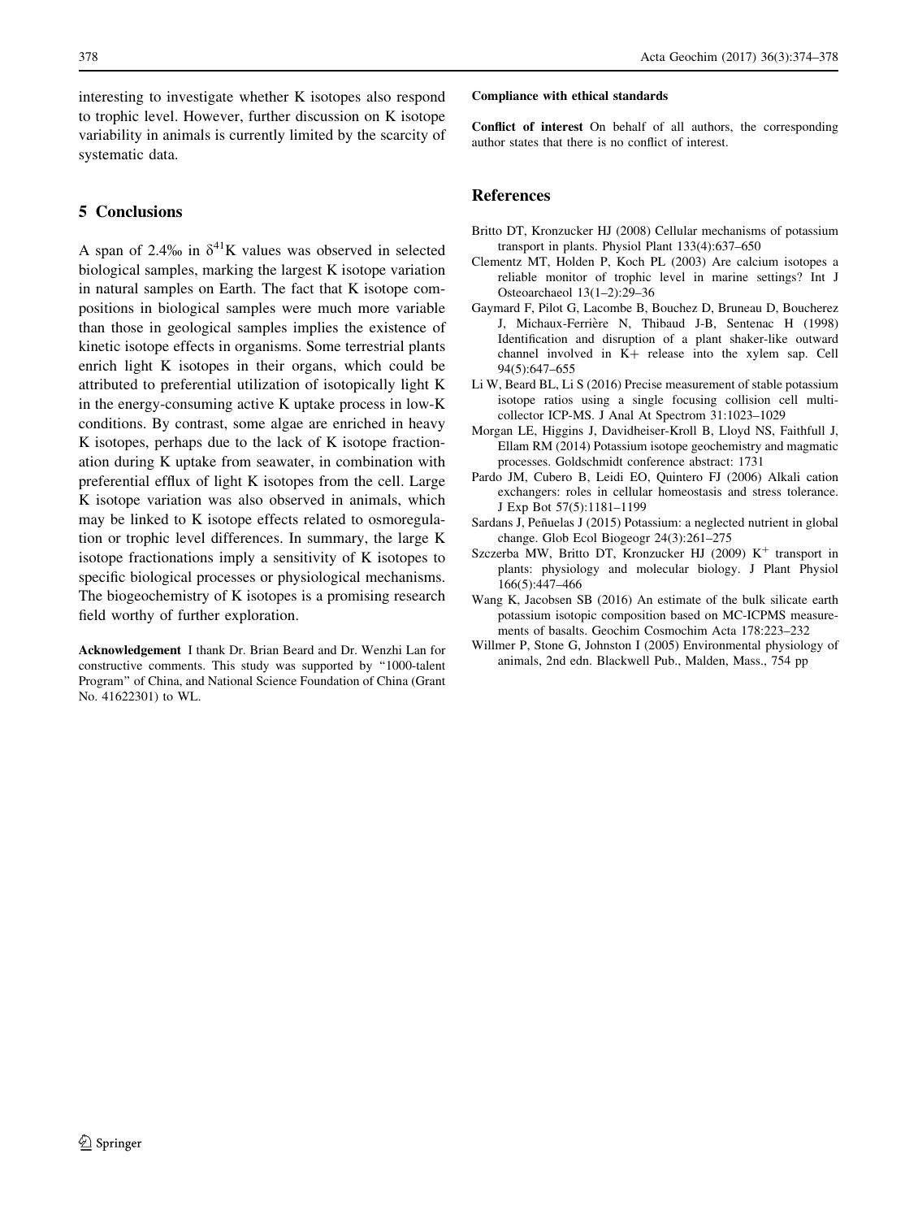interesting to investigate whether K isotopes also respond to trophic level. However, further discussion on K isotope variability in animals is currently limited by the scarcity of systematic data.

## 5 Conclusions

A span of 2.4‰ in $\delta^{41}$K values was observed in selected biological samples, marking the largest K isotope variation in natural samples on Earth. The fact that K isotope compositions in biological samples were much more variable than those in geological samples implies the existence of kinetic isotope effects in organisms. Some terrestrial plants enrich light K isotopes in their organs, which could be attributed to preferential utilization of isotopically light K in the energy-consuming active K uptake process in low-K conditions. By contrast, some algae are enriched in heavy K isotopes, perhaps due to the lack of K isotope fractionation during K uptake from seawater, in combination with preferential efflux of light K isotopes from the cell. Large K isotope variation was also observed in animals, which may be linked to K isotope effects related to osmoregulation or trophic level differences. In summary, the large K isotope fractionations imply a sensitivity of K isotopes to specific biological processes or physiological mechanisms. The biogeochemistry of K isotopes is a promising research field worthy of further exploration.

**Acknowledgement** I thank Dr. Brian Beard and Dr. Wenzhi Lan for constructive comments. This study was supported by "1000-talent Program" of China, and National Science Foundation of China (Grant No. 41622301) to WL.

**Compliance with ethical standards**

**Conflict of interest** On behalf of all authors, the corresponding author states that there is no conflict of interest.

## References

Britto DT, Kronzucker HJ (2008) Cellular mechanisms of potassium transport in plants. Physiol Plant 133(4):637–650

Clementz MT, Holden P, Koch PL (2003) Are calcium isotopes a reliable monitor of trophic level in marine settings? Int J Osteoarchaeol 13(1–2):29–36

Gaymard F, Pilot G, Lacombe B, Bouchez D, Bruneau D, Boucherez J, Michaux-Ferrière N, Thibaud J-B, Sentenac H (1998) Identification and disruption of a plant shaker-like outward channel involved in K+ release into the xylem sap. Cell 94(5):647–655

Li W, Beard BL, Li S (2016) Precise measurement of stable potassium isotope ratios using a single focusing collision cell multi-collector ICP-MS. J Anal At Spectrom 31:1023–1029

Morgan LE, Higgins J, Davidheiser-Kroll B, Lloyd NS, Faithfull J, Ellam RM (2014) Potassium isotope geochemistry and magmatic processes. Goldschmidt conference abstract: 1731

Pardo JM, Cubero B, Leidi EO, Quintero FJ (2006) Alkali cation exchangers: roles in cellular homeostasis and stress tolerance. J Exp Bot 57(5):1181–1199

Sardans J, Peñuelas J (2015) Potassium: a neglected nutrient in global change. Glob Ecol Biogeogr 24(3):261–275

Szczerba MW, Britto DT, Kronzucker HJ (2009) $K^+$ transport in plants: physiology and molecular biology. J Plant Physiol 166(5):447–466

Wang K, Jacobsen SB (2016) An estimate of the bulk silicate earth potassium isotopic composition based on MC-ICPMS measurements of basalts. Geochim Cosmochim Acta 178:223–232

Willmer P, Stone G, Johnston I (2005) Environmental physiology of animals, 2nd edn. Blackwell Pub., Malden, Mass., 754 pp